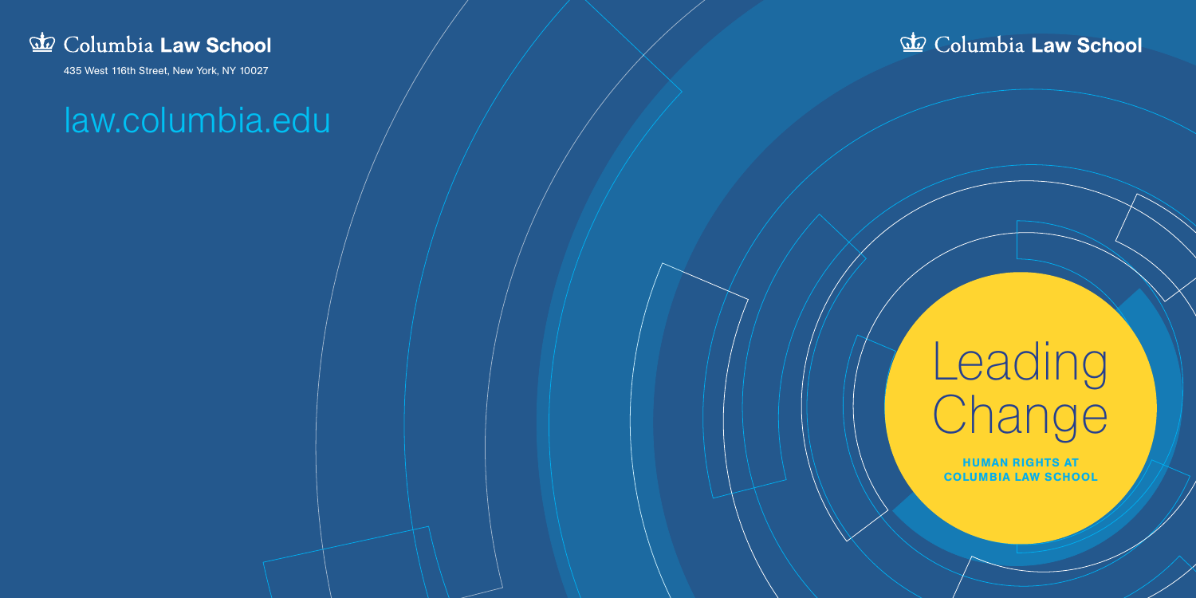Columbia **Law School**

435 West 116th Street, New York, NY 10027

law.columbia.edu

Columbia **Law School**

# Leading Change

**HUMAN RIGHTS AT COLUMBIA LAW SCHOOL**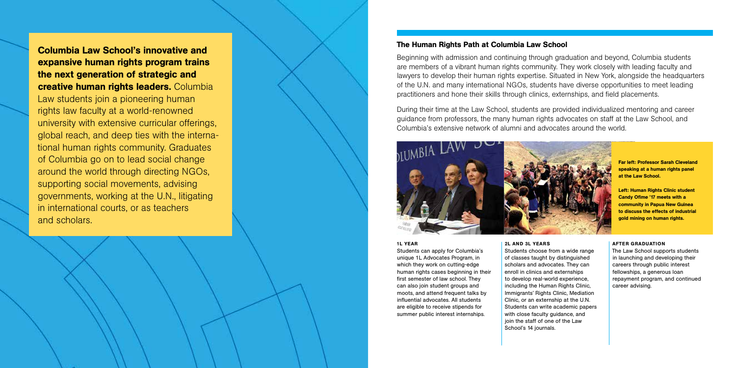**Columbia Law School's innovative and expansive human rights program trains the next generation of strategic and creative human rights leaders.** Columbia Law students join a pioneering human rights law faculty at a world-renowned university with extensive curricular offerings, global reach, and deep ties with the international human rights community. Graduates of Columbia go on to lead social change around the world through directing NGOs, supporting social movements, advising governments, working at the U.N., litigating in international courts, or as teachers and scholars.

## The Human Rights Path at Columbia Law School

Beginning with admission and continuing through graduation and beyond, Columbia students are members of a vibrant human rights community. They work closely with leading faculty and lawyers to develop their human rights expertise. Situated in New York, alongside the headquarters of the U.N. and many international NGOs, students have diverse opportunities to meet leading practitioners and hone their skills through clinics, externships, and field placements.

During their time at the Law School, students are provided individualized mentoring and career guidance from professors, the many human rights advocates on staff at the Law School, and Columbia's extensive network of alumni and advocates around the world.

**Far left: Professor Sarah Cleveland speaking at a human rights panel at the Law School.**

**Left: Human Rights Clinic student Candy Ofime '17 meets with a community in Papua New Guinea to discuss the effects of industrial gold mining on human rights.**

### 1L YEAR

Students can apply for Columbia's unique 1L Advocates Program, in which they work on cutting-edge human rights cases beginning in their first semester of law school. They can also join student groups and moots, and attend frequent talks by influential advocates. All students are eligible to receive stipends for summer public interest internships.

### 2L AND 3L YEARS

Students choose from a wide range of classes taught by distinguished scholars and advocates. They can enroll in clinics and externships to develop real-world experience, including the Human Rights Clinic, Immigrants' Rights Clinic, Mediation Clinic, or an externship at the U.N. Students can write academic papers with close faculty guidance, and join the staff of one of the Law School's 14 journals.

### AFTER GRADUATION

The Law School supports students in launching and developing their careers through public interest fellowships, a generous loan repayment program, and continued career advising.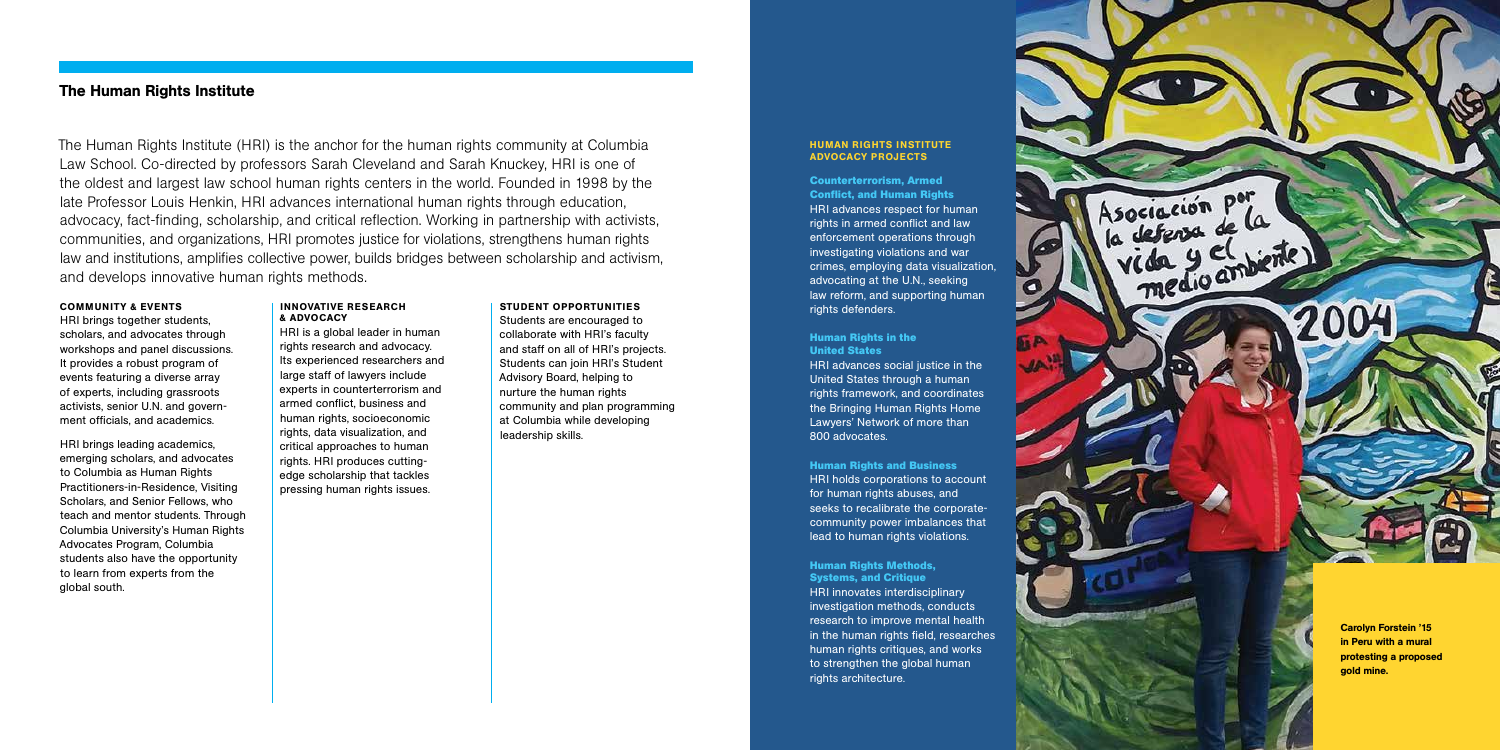## The Human Rights Institute

The Human Rights Institute (HRI) is the anchor for the human rights community at Columbia Law School. Co-directed by professors Sarah Cleveland and Sarah Knuckey, HRI is one of the oldest and largest law school human rights centers in the world. Founded in 1998 by the late Professor Louis Henkin, HRI advances international human rights through education, advocacy, fact-finding, scholarship, and critical reflection. Working in partnership with activists, communities, and organizations, HRI promotes justice for violations, strengthens human rights law and institutions, amplifies collective power, builds bridges between scholarship and activism, and develops innovative human rights methods.

### COMMUNITY & EVENTS

HRI brings together students, scholars, and advocates through workshops and panel discussions. It provides a robust program of events featuring a diverse array of experts, including grassroots activists, senior U.N. and government officials, and academics.

HRI brings leading academics, emerging scholars, and advocates to Columbia as Human Rights Practitioners-in-Residence, Visiting Scholars, and Senior Fellows, who teach and mentor students. Through Columbia University's Human Rights Advocates Program, Columbia students also have the opportunity to learn from experts from the global south.

### INNOVATIVE RESEARCH & ADVOCACY

HRI is a global leader in human rights research and advocacy. Its experienced researchers and large staff of lawyers include experts in counterterrorism and armed conflict, business and human rights, socioeconomic rights, data visualization, and critical approaches to human rights. HRI produces cutting-edge scholarship that tackles pressing human rights issues.

### STUDENT OPPORTUNITIES

Students are encouraged to collaborate with HRI's faculty and staff on all of HRI's projects. Students can join HRI's Student Advisory Board, helping to nurture the human rights community and plan programming at Columbia while developing leadership skills.

### HUMAN RIGHTS INSTITUTE ADVOCACY PROJECTS

**Counterterrorism, Armed Conflict, and Human Rights**

HRI advances respect for human rights in armed conflict and law enforcement operations through investigating violations and war crimes, employing data visualization, advocating at the U.N., seeking law reform, and supporting human rights defenders.

**Human Rights in the United States**

HRI advances social justice in the United States through a human rights framework, and coordinates the Bringing Human Rights Home Lawyers' Network of more than 800 advocates.

**Human Rights and Business**

HRI holds corporations to account for human rights abuses, and seeks to recalibrate the corporate-community power imbalances that lead to human rights violations.

**Human Rights Methods, Systems, and Critique**

HRI innovates interdisciplinary investigation methods, conducts research to improve mental health in the human rights field, researches human rights critiques, and works to strengthen the global human rights architecture.

**Carolyn Forstein '15 in Peru with a mural protesting a proposed gold mine.**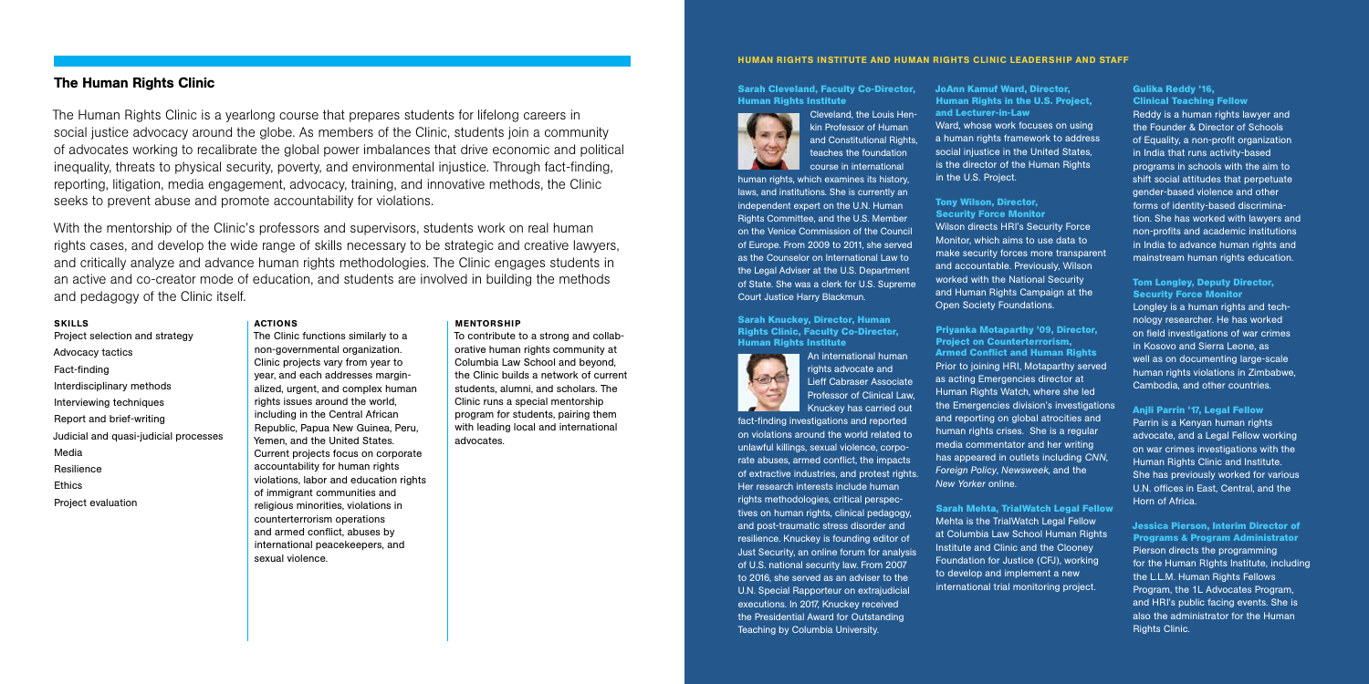## The Human Rights Clinic

The Human Rights Clinic is a yearlong course that prepares students for lifelong careers in social justice advocacy around the globe. As members of the Clinic, students join a community of advocates working to recalibrate the global power imbalances that drive economic and political inequality, threats to physical security, poverty, and environmental injustice. Through fact-finding, reporting, litigation, media engagement, advocacy, training, and innovative methods, the Clinic seeks to prevent abuse and promote accountability for violations.

With the mentorship of the Clinic's professors and supervisors, students work on real human rights cases, and develop the wide range of skills necessary to be strategic and creative lawyers, and critically analyze and advance human rights methodologies. The Clinic engages students in an active and co-creator mode of education, and students are involved in building the methods and pedagogy of the Clinic itself.

#### SKILLS

Project selection and strategy
Advocacy tactics
Fact-finding
Interdisciplinary methods
Interviewing techniques
Report and brief-writing
Judicial and quasi-judicial processes
Media
Resilience
Ethics
Project evaluation

#### ACTIONS

The Clinic functions similarly to a non-governmental organization. Clinic projects vary from year to year, and each addresses marginalized, urgent, and complex human rights issues around the world, including in the Central African Republic, Papua New Guinea, Peru, Yemen, and the United States. Current projects focus on corporate accountability for human rights violations, labor and education rights of immigrant communities and religious minorities, violations in counterterrorism operations and armed conflict, abuses by international peacekeepers, and sexual violence.

#### MENTORSHIP

To contribute to a strong and collaborative human rights community at Columbia Law School and beyond, the Clinic builds a network of current students, alumni, and scholars. The Clinic runs a special mentorship program for students, pairing them with leading local and international advocates.

## HUMAN RIGHTS INSTITUTE AND HUMAN RIGHTS CLINIC LEADERSHIP AND STAFF

#### Sarah Cleveland, Faculty Co-Director, Human Rights Institute

Cleveland, the Louis Henkin Professor of Human and Constitutional Rights, teaches the foundation course in international human rights, which examines its history, laws, and institutions. She is currently an independent expert on the U.N. Human Rights Committee, and the U.S. Member on the Venice Commission of the Council of Europe. From 2009 to 2011, she served as the Counselor on International Law to the Legal Adviser at the U.S. Department of State. She was a clerk for U.S. Supreme Court Justice Harry Blackmun.

#### Sarah Knuckey, Director, Human Rights Clinic, Faculty Co-Director, Human Rights Institute

An international human rights advocate and Lieff Cabraser Associate Professor of Clinical Law, Knuckey has carried out fact-finding investigations and reported on violations around the world related to unlawful killings, sexual violence, corporate abuses, armed conflict, the impacts of extractive industries, and protest rights. Her research interests include human rights methodologies, critical perspectives on human rights, clinical pedagogy, and post-traumatic stress disorder and resilience. Knuckey is founding editor of Just Security, an online forum for analysis of U.S. national security law. From 2007 to 2016, she served as an adviser to the U.N. Special Rapporteur on extrajudicial executions. In 2017, Knuckey received the Presidential Award for Outstanding Teaching by Columbia University.

#### JoAnn Kamuf Ward, Director, Human Rights in the U.S. Project, and Lecturer-in-Law

Ward, whose work focuses on using a human rights framework to address social injustice in the United States, is the director of the Human Rights in the U.S. Project.

#### Tony Wilson, Director, Security Force Monitor

Wilson directs HRI's Security Force Monitor, which aims to use data to make security forces more transparent and accountable. Previously, Wilson worked with the National Security and Human Rights Campaign at the Open Society Foundations.

#### Priyanka Motaparthy '09, Director, Project on Counterterrorism, Armed Conflict and Human Rights

Prior to joining HRI, Motaparthy served as acting Emergencies director at Human Rights Watch, where she led the Emergencies division's investigations and reporting on global atrocities and human rights crises. She is a regular media commentator and her writing has appeared in outlets including *CNN*, *Foreign Policy*, *Newsweek*, and the *New Yorker* online.

#### Sarah Mehta, TrialWatch Legal Fellow

Mehta is the TrialWatch Legal Fellow at Columbia Law School Human Rights Institute and Clinic and the Clooney Foundation for Justice (CFJ), working to develop and implement a new international trial monitoring project.

#### Gulika Reddy '16, Clinical Teaching Fellow

Reddy is a human rights lawyer and the Founder & Director of Schools of Equality, a non-profit organization in India that runs activity-based programs in schools with the aim to shift social attitudes that perpetuate gender-based violence and other forms of identity-based discrimination. She has worked with lawyers and non-profits and academic institutions in India to advance human rights and mainstream human rights education.

#### Tom Longley, Deputy Director, Security Force Monitor

Longley is a human rights and technology researcher. He has worked on field investigations of war crimes in Kosovo and Sierra Leone, as well as on documenting large-scale human rights violations in Zimbabwe, Cambodia, and other countries.

#### Anjli Parrin '17, Legal Fellow

Parrin is a Kenyan human rights advocate, and a Legal Fellow working on war crimes investigations with the Human Rights Clinic and Institute. She has previously worked for various U.N. offices in East, Central, and the Horn of Africa.

#### Jessica Pierson, Interim Director of Programs & Program Administrator

Pierson directs the programming for the Human RIghts Institute, including the L.L.M. Human Rights Fellows Program, the 1L Advocates Program, and HRI's public facing events. She is also the administrator for the Human Rights Clinic.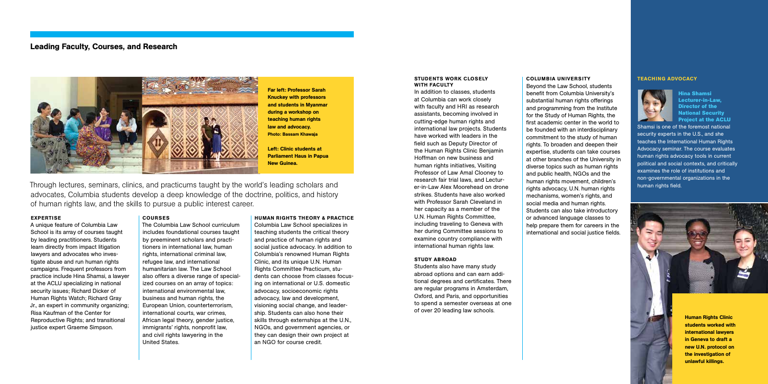## Leading Faculty, Courses, and Research

**Far left: Professor Sarah Knuckey with professors and students in Myanmar during a workshop on teaching human rights law and advocacy.** **Photo: Bassam Khawaja**

**Left: Clinic students at Parliament Haus in Papua New Guinea.**

Through lectures, seminars, clinics, and practicums taught by the world's leading scholars and advocates, Columbia students develop a deep knowledge of the doctrine, politics, and history of human rights law, and the skills to pursue a public interest career.

### EXPERTISE

A unique feature of Columbia Law School is its array of courses taught by leading practitioners. Students learn directly from impact litigation lawyers and advocates who investigate abuse and run human rights campaigns. Frequent professors from practice include Hina Shamsi, a lawyer at the ACLU specializing in national security issues; Richard Dicker of Human Rights Watch; Richard Gray Jr., an expert in community organizing; Risa Kaufman of the Center for Reproductive Rights; and transitional justice expert Graeme Simpson.

### COURSES

The Columbia Law School curriculum includes foundational courses taught by preeminent scholars and practitioners in international law, human rights, international criminal law, refugee law, and international humanitarian law. The Law School also offers a diverse range of specialized courses on an array of topics: international environmental law, business and human rights, the European Union, counterterrorism, international courts, war crimes, African legal theory, gender justice, immigrants' rights, nonprofit law, and civil rights lawyering in the United States.

### HUMAN RIGHTS THEORY & PRACTICE

Columbia Law School specializes in teaching students the critical theory and practice of human rights and social justice advocacy. In addition to Columbia's renowned Human Rights Clinic, and its unique U.N. Human Rights Committee Practicum, students can choose from classes focusing on international or U.S. domestic advocacy, socioeconomic rights advocacy, law and development, visioning social change, and leadership. Students can also hone their skills through externships at the U.N., NGOs, and government agencies, or they can design their own project at an NGO for course credit.

### STUDENTS WORK CLOSELY WITH FACULTY

In addition to classes, students at Columbia can work closely with faculty and HRI as research assistants, becoming involved in cutting-edge human rights and international law projects. Students have worked with leaders in the field such as Deputy Director of the Human Rights Clinic Benjamin Hoffman on new business and human rights initiatives, Visiting Professor of Law Amal Clooney to research fair trial laws, and Lecturer-in-Law Alex Moorehead on drone strikes. Students have also worked with Professor Sarah Cleveland in her capacity as a member of the U.N. Human Rights Committee, including traveling to Geneva with her during Committee sessions to examine country compliance with international human rights law.

### STUDY ABROAD

Students also have many study abroad options and can earn additional degrees and certificates. There are regular programs in Amsterdam, Oxford, and Paris, and opportunities to spend a semester overseas at one of over 20 leading law schools.

### COLUMBIA UNIVERSITY

Beyond the Law School, students benefit from Columbia University's substantial human rights offerings and programming from the Institute for the Study of Human Rights, the first academic center in the world to be founded with an interdisciplinary commitment to the study of human rights. To broaden and deepen their expertise, students can take courses at other branches of the University in diverse topics such as human rights and public health, NGOs and the human rights movement, children's rights advocacy, U.N. human rights mechanisms, women's rights, and social media and human rights. Students can also take introductory or advanced language classes to help prepare them for careers in the international and social justice fields.

### TEACHING ADVOCACY

**Hina Shamsi**
**Lecturer-in-Law, Director of the National Security Project at the ACLU**

Shamsi is one of the foremost national security experts in the U.S., and she teaches the International Human Rights Advocacy seminar. The course evaluates human rights advocacy tools in current political and social contexts, and critically examines the role of institutions and non-governmental organizations in the human rights field.

**Human Rights Clinic students worked with international lawyers in Geneva to draft a new U.N. protocol on the investigation of unlawful killings.**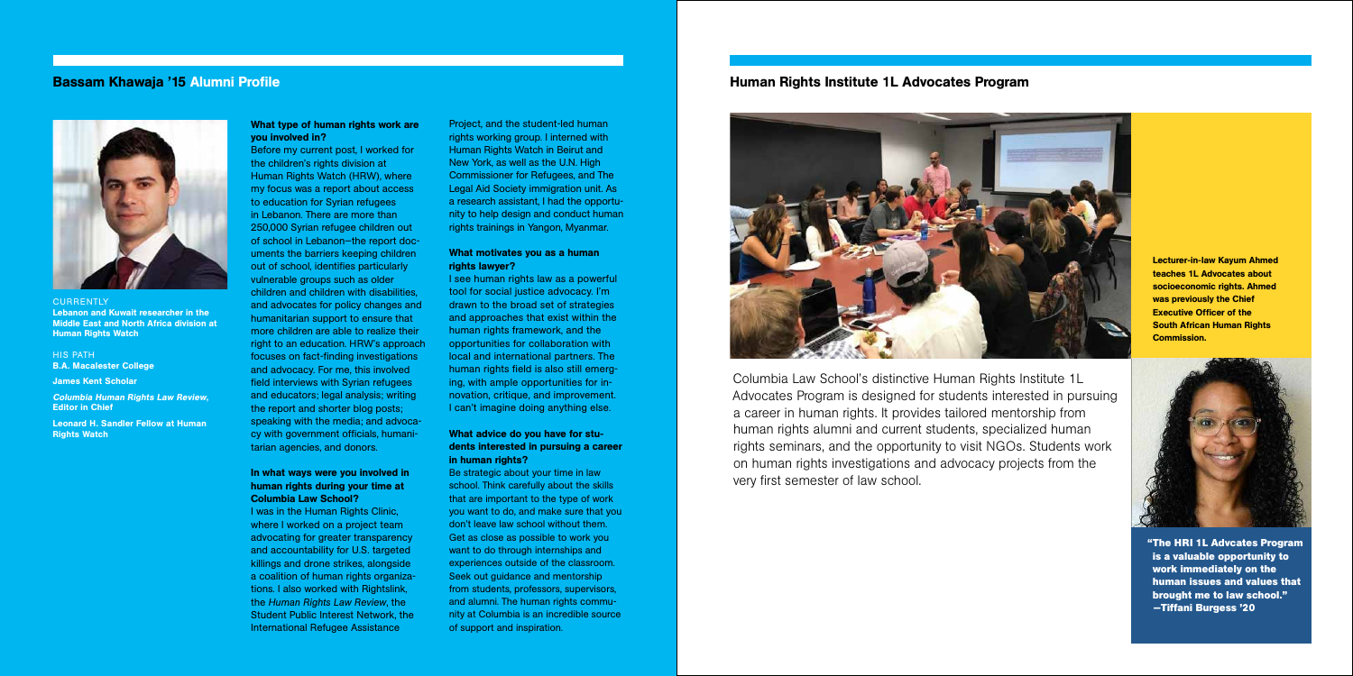## Bassam Khawaja '15 Alumni Profile

CURRENTLY

**Lebanon and Kuwait researcher in the Middle East and North Africa division at Human Rights Watch**

HIS PATH

**B.A. Macalester College**

**James Kent Scholar**

***Columbia Human Rights Law Review*, Editor in Chief**

**Leonard H. Sandler Fellow at Human Rights Watch**

### What type of human rights work are you involved in?

Before my current post, I worked for the children's rights division at Human Rights Watch (HRW), where my focus was a report about access to education for Syrian refugees in Lebanon. There are more than 250,000 Syrian refugee children out of school in Lebanon—the report documents the barriers keeping children out of school, identifies particularly vulnerable groups such as older children and children with disabilities, and advocates for policy changes and humanitarian support to ensure that more children are able to realize their right to an education. HRW's approach focuses on fact-finding investigations and advocacy. For me, this involved field interviews with Syrian refugees and educators; legal analysis; writing the report and shorter blog posts; speaking with the media; and advocacy with government officials, humanitarian agencies, and donors.

### In what ways were you involved in human rights during your time at Columbia Law School?

I was in the Human Rights Clinic, where I worked on a project team advocating for greater transparency and accountability for U.S. targeted killings and drone strikes, alongside a coalition of human rights organizations. I also worked with Rightslink, the *Human Rights Law Review*, the Student Public Interest Network, the International Refugee Assistance Project, and the student-led human rights working group. I interned with Human Rights Watch in Beirut and New York, as well as the U.N. High Commissioner for Refugees, and The Legal Aid Society immigration unit. As a research assistant, I had the opportunity to help design and conduct human rights trainings in Yangon, Myanmar.

### What motivates you as a human rights lawyer?

I see human rights law as a powerful tool for social justice advocacy. I'm drawn to the broad set of strategies and approaches that exist within the human rights framework, and the opportunities for collaboration with local and international partners. The human rights field is also still emerging, with ample opportunities for innovation, critique, and improvement. I can't imagine doing anything else.

### What advice do you have for students interested in pursuing a career in human rights?

Be strategic about your time in law school. Think carefully about the skills that are important to the type of work you want to do, and make sure that you don't leave law school without them. Get as close as possible to work you want to do through internships and experiences outside of the classroom. Seek out guidance and mentorship from students, professors, supervisors, and alumni. The human rights community at Columbia is an incredible source of support and inspiration.

## Human Rights Institute 1L Advocates Program

**Lecturer-in-law Kayum Ahmed teaches 1L Advocates about socioeconomic rights. Ahmed was previously the Chief Executive Officer of the South African Human Rights Commission.**

Columbia Law School's distinctive Human Rights Institute 1L Advocates Program is designed for students interested in pursuing a career in human rights. It provides tailored mentorship from human rights alumni and current students, specialized human rights seminars, and the opportunity to visit NGOs. Students work on human rights investigations and advocacy projects from the very first semester of law school.

**"The HRI 1L Advcates Program is a valuable opportunity to work immediately on the human issues and values that brought me to law school." —Tiffani Burgess '20**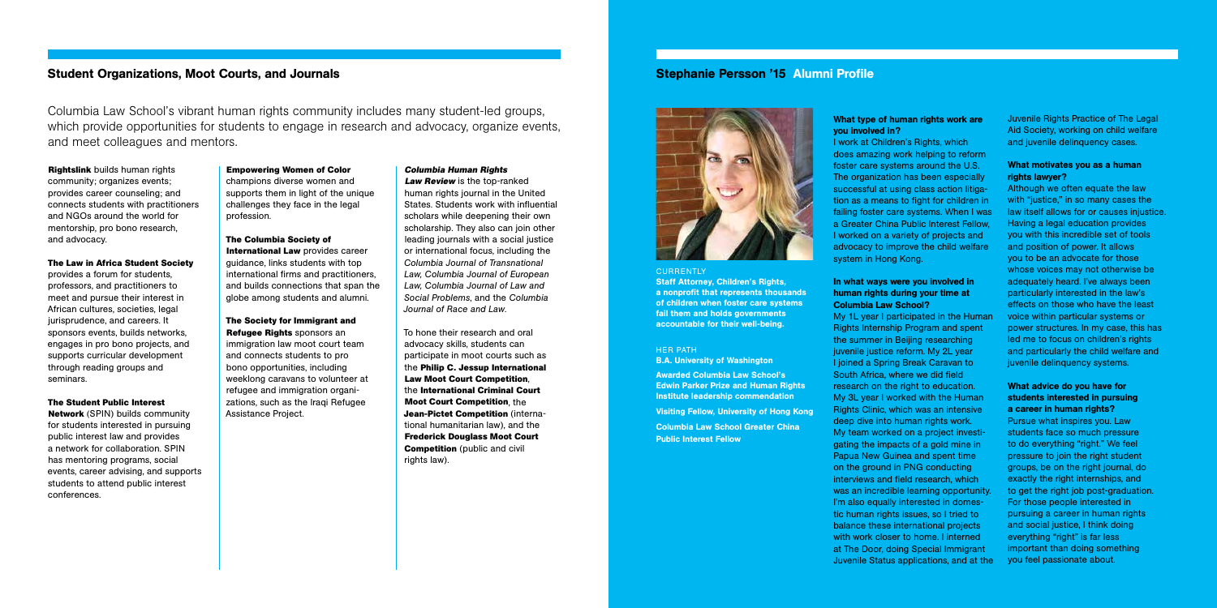## Student Organizations, Moot Courts, and Journals

Columbia Law School's vibrant human rights community includes many student-led groups, which provide opportunities for students to engage in research and advocacy, organize events, and meet colleagues and mentors.

**Rightslink** builds human rights community; organizes events; provides career counseling; and connects students with practitioners and NGOs around the world for mentorship, pro bono research, and advocacy.

**The Law in Africa Student Society** provides a forum for students, professors, and practitioners to meet and pursue their interest in African cultures, societies, legal jurisprudence, and careers. It sponsors events, builds networks, engages in pro bono projects, and supports curricular development through reading groups and seminars.

**The Student Public Interest Network** (SPIN) builds community for students interested in pursuing public interest law and provides a network for collaboration. SPIN has mentoring programs, social events, career advising, and supports students to attend public interest conferences.

**Empowering Women of Color** champions diverse women and supports them in light of the unique challenges they face in the legal profession.

**The Columbia Society of International Law** provides career guidance, links students with top international firms and practitioners, and builds connections that span the globe among students and alumni.

**The Society for Immigrant and Refugee Rights** sponsors an immigration law moot court team and connects students to pro bono opportunities, including weeklong caravans to volunteer at refugee and immigration organizations, such as the Iraqi Refugee Assistance Project.

***Columbia Human Rights Law Review*** is the top-ranked human rights journal in the United States. Students work with influential scholars while deepening their own scholarship. They also can join other leading journals with a social justice or international focus, including the *Columbia Journal of Transnational Law, Columbia Journal of European Law, Columbia Journal of Law and Social Problems*, and the *Columbia Journal of Race and Law*.

To hone their research and oral advocacy skills, students can participate in moot courts such as the **Philip C. Jessup International Law Moot Court Competition**, the **International Criminal Court Moot Court Competition**, the **Jean-Pictet Competition** (international humanitarian law), and the **Frederick Douglass Moot Court Competition** (public and civil rights law).

## Stephanie Persson '15 Alumni Profile

CURRENTLY

**Staff Attorney, Children's Rights, a nonprofit that represents thousands of children when foster care systems fail them and holds governments accountable for their well-being.**

HER PATH

**B.A. University of Washington**

**Awarded Columbia Law School's Edwin Parker Prize and Human Rights Institute leadership commendation**

**Visiting Fellow, University of Hong Kong**

**Columbia Law School Greater China Public Interest Fellow**

### What type of human rights work are you involved in?

I work at Children's Rights, which does amazing work helping to reform foster care systems around the U.S. The organization has been especially successful at using class action litigation as a means to fight for children in failing foster care systems. When I was a Greater China Public Interest Fellow, I worked on a variety of projects and advocacy to improve the child welfare system in Hong Kong.

### In what ways were you involved in human rights during your time at Columbia Law School?

My 1L year I participated in the Human Rights Internship Program and spent the summer in Beijing researching juvenile justice reform. My 2L year I joined a Spring Break Caravan to South Africa, where we did field research on the right to education. My 3L year I worked with the Human Rights Clinic, which was an intensive deep dive into human rights work. My team worked on a project investigating the impacts of a gold mine in Papua New Guinea and spent time on the ground in PNG conducting interviews and field research, which was an incredible learning opportunity. I'm also equally interested in domestic human rights issues, so I tried to balance these international projects with work closer to home. I interned at The Door, doing Special Immigrant Juvenile Status applications, and at the Juvenile Rights Practice of The Legal Aid Society, working on child welfare and juvenile delinquency cases.

### What motivates you as a human rights lawyer?

Although we often equate the law with "justice," in so many cases the law itself allows for or causes injustice. Having a legal education provides you with this incredible set of tools and position of power. It allows you to be an advocate for those whose voices may not otherwise be adequately heard. I've always been particularly interested in the law's effects on those who have the least voice within particular systems or power structures. In my case, this has led me to focus on children's rights and particularly the child welfare and juvenile delinquency systems.

### What advice do you have for students interested in pursuing a career in human rights?

Pursue what inspires you. Law students face so much pressure to do everything "right." We feel pressure to join the right student groups, be on the right journal, do exactly the right internships, and to get the right job post-graduation. For those people interested in pursuing a career in human rights and social justice, I think doing everything "right" is far less important than doing something you feel passionate about.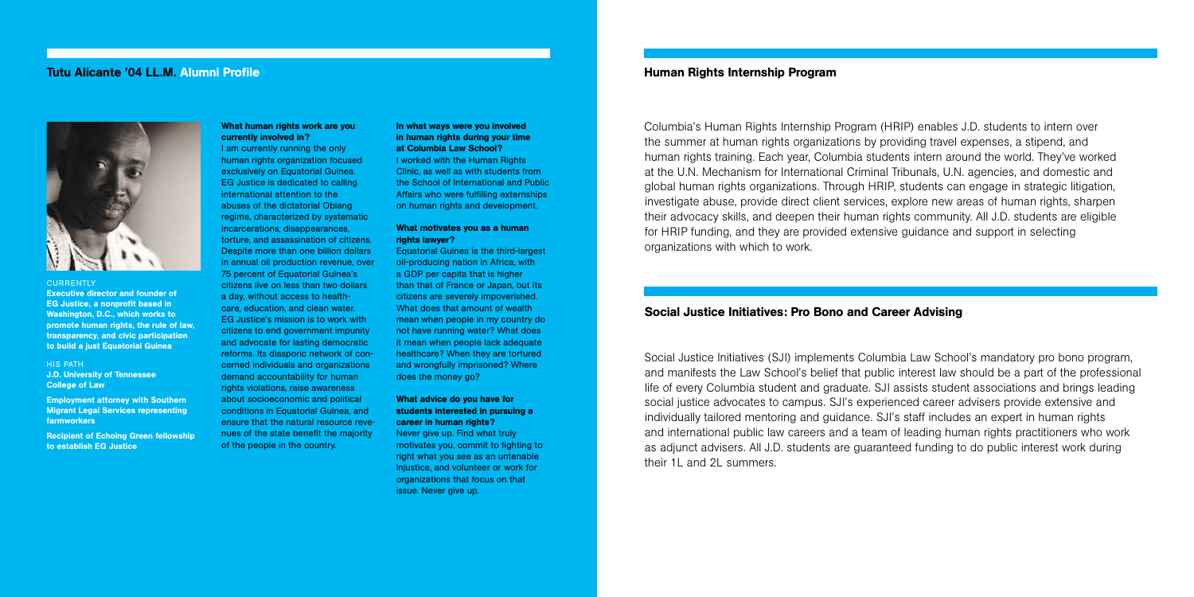## Tutu Alicante '04 LL.M. Alumni Profile

CURRENTLY

**Executive director and founder of EG Justice, a nonprofit based in Washington, D.C., which works to promote human rights, the rule of law, transparency, and civic participation to build a just Equatorial Guinea**

HIS PATH

**J.D. University of Tennessee College of Law**

**Employment attorney with Southern Migrant Legal Services representing farmworkers**

**Recipient of Echoing Green fellowship to establish EG Justice**

**What human rights work are you currently involved in?**

I am currently running the only human rights organization focused exclusively on Equatorial Guinea. EG Justice is dedicated to calling international attention to the abuses of the dictatorial Obiang regime, characterized by systematic incarcerations, disappearances, torture, and assassination of citizens. Despite more than one billion dollars in annual oil production revenue, over 75 percent of Equatorial Guinea's citizens live on less than two dollars a day, without access to healthcare, education, and clean water. EG Justice's mission is to work with citizens to end government impunity and advocate for lasting democratic reforms. Its diasporic network of concerned individuals and organizations demand accountability for human rights violations, raise awareness about socioeconomic and political conditions in Equatorial Guinea, and ensure that the natural resource revenues of the state benefit the majority of the people in the country.

**In what ways were you involved in human rights during your time at Columbia Law School?**

I worked with the Human Rights Clinic, as well as with students from the School of International and Public Affairs who were fulfilling externships on human rights and development.

**What motivates you as a human rights lawyer?**

Equatorial Guinea is the third-largest oil-producing nation in Africa, with a GDP per capita that is higher than that of France or Japan, but its citizens are severely impoverished. What does that amount of wealth mean when people in my country do not have running water? What does it mean when people lack adequate healthcare? When they are tortured and wrongfully imprisoned? Where does the money go?

**What advice do you have for students interested in pursuing a career in human rights?**

Never give up. Find what truly motivates you, commit to fighting to right what you see as an untenable injustice, and volunteer or work for organizations that focus on that issue. Never give up.

## Human Rights Internship Program

Columbia's Human Rights Internship Program (HRIP) enables J.D. students to intern over the summer at human rights organizations by providing travel expenses, a stipend, and human rights training. Each year, Columbia students intern around the world. They've worked at the U.N. Mechanism for International Criminal Tribunals, U.N. agencies, and domestic and global human rights organizations. Through HRIP, students can engage in strategic litigation, investigate abuse, provide direct client services, explore new areas of human rights, sharpen their advocacy skills, and deepen their human rights community. All J.D. students are eligible for HRIP funding, and they are provided extensive guidance and support in selecting organizations with which to work.

## Social Justice Initiatives: Pro Bono and Career Advising

Social Justice Initiatives (SJI) implements Columbia Law School's mandatory pro bono program, and manifests the Law School's belief that public interest law should be a part of the professional life of every Columbia student and graduate. SJI assists student associations and brings leading social justice advocates to campus. SJI's experienced career advisers provide extensive and individually tailored mentoring and guidance. SJI's staff includes an expert in human rights and international public law careers and a team of leading human rights practitioners who work as adjunct advisers. All J.D. students are guaranteed funding to do public interest work during their 1L and 2L summers.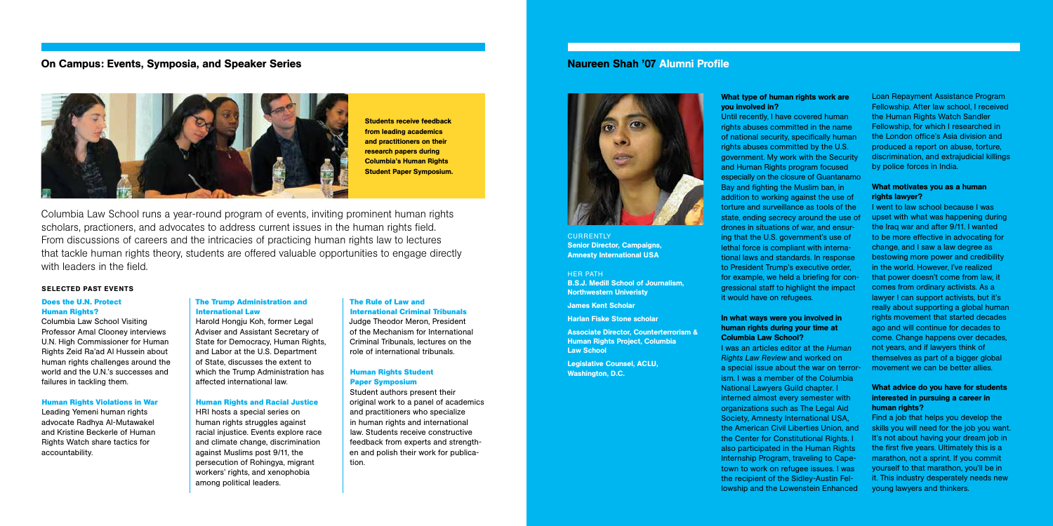## On Campus: Events, Symposia, and Speaker Series

**Students receive feedback from leading academics and practitioners on their research papers during Columbia's Human Rights Student Paper Symposium.**

Columbia Law School runs a year-round program of events, inviting prominent human rights scholars, practioners, and advocates to address current issues in the human rights field. From discussions of careers and the intricacies of practicing human rights law to lectures that tackle human rights theory, students are offered valuable opportunities to engage directly with leaders in the field.

### SELECTED PAST EVENTS

#### Does the U.N. Protect Human Rights?

Columbia Law School Visiting Professor Amal Clooney interviews U.N. High Commissioner for Human Rights Zeid Ra'ad Al Hussein about human rights challenges around the world and the U.N.'s successes and failures in tackling them.

#### Human Rights Violations in War

Leading Yemeni human rights advocate Radhya Al-Mutawakel and Kristine Beckerle of Human Rights Watch share tactics for accountability.

#### The Trump Administration and International Law

Harold Hongju Koh, former Legal Adviser and Assistant Secretary of State for Democracy, Human Rights, and Labor at the U.S. Department of State, discusses the extent to which the Trump Administration has affected international law.

#### Human Rights and Racial Justice

HRI hosts a special series on human rights struggles against racial injustice. Events explore race and climate change, discrimination against Muslims post 9/11, the persecution of Rohingya, migrant workers' rights, and xenophobia among political leaders.

#### The Rule of Law and International Criminal Tribunals

Judge Theodor Meron, President of the Mechanism for International Criminal Tribunals, lectures on the role of international tribunals.

#### Human Rights Student Paper Symposium

Student authors present their original work to a panel of academics and practitioners who specialize in human rights and international law. Students receive constructive feedback from experts and strengthen and polish their work for publication.

## Naureen Shah '07 Alumni Profile

CURRENTLY
**Senior Director, Campaigns, Amnesty International USA**

HER PATH
**B.S.J. Medill School of Journalism, Northwestern Univeristy**

**James Kent Scholar**

**Harlan Fiske Stone scholar**

**Associate Director, Counterterrorism & Human Rights Project, Columbia Law School**

**Legislative Counsel, ACLU, Washington, D.C.**

#### What type of human rights work are you involved in?

Until recently, I have covered human rights abuses committed in the name of national security, specifically human rights abuses committed by the U.S. government. My work with the Security and Human Rights program focused especially on the closure of Guantanamo Bay and fighting the Muslim ban, in addition to working against the use of torture and surveillance as tools of the state, ending secrecy around the use of drones in situations of war, and ensuring that the U.S. government's use of lethal force is compliant with international laws and standards. In response to President Trump's executive order, for example, we held a briefing for congressional staff to highlight the impact it would have on refugees.

#### In what ways were you involved in human rights during your time at Columbia Law School?

I was an articles editor at the *Human Rights Law Review* and worked on a special issue about the war on terrorism. I was a member of the Columbia National Lawyers Guild chapter. I interned almost every semester with organizations such as The Legal Aid Society, Amnesty International USA, the American Civil Liberties Union, and the Center for Constitutional Rights. I also participated in the Human Rights Internship Program, traveling to Capetown to work on refugee issues. I was the recipient of the Sidley-Austin Fellowship and the Lowenstein Enhanced Loan Repayment Assistance Program Fellowship. After law school, I received the Human Rights Watch Sandler Fellowship, for which I researched in the London office's Asia division and produced a report on abuse, torture, discrimination, and extrajudicial killings by police forces in India.

#### What motivates you as a human rights lawyer?

I went to law school because I was upset with what was happening during the Iraq war and after 9/11. I wanted to be more effective in advocating for change, and I saw a law degree as bestowing more power and credibility in the world. However, I've realized that power doesn't come from law, it comes from ordinary activists. As a lawyer I can support activists, but it's really about supporting a global human rights movement that started decades ago and will continue for decades to come. Change happens over decades, not years, and if lawyers think of themselves as part of a bigger global movement we can be better allies.

#### What advice do you have for students interested in pursuing a career in human rights?

Find a job that helps you develop the skills you will need for the job you want. It's not about having your dream job in the first five years. Ultimately this is a marathon, not a sprint. If you commit yourself to that marathon, you'll be in it. This industry desperately needs new young lawyers and thinkers.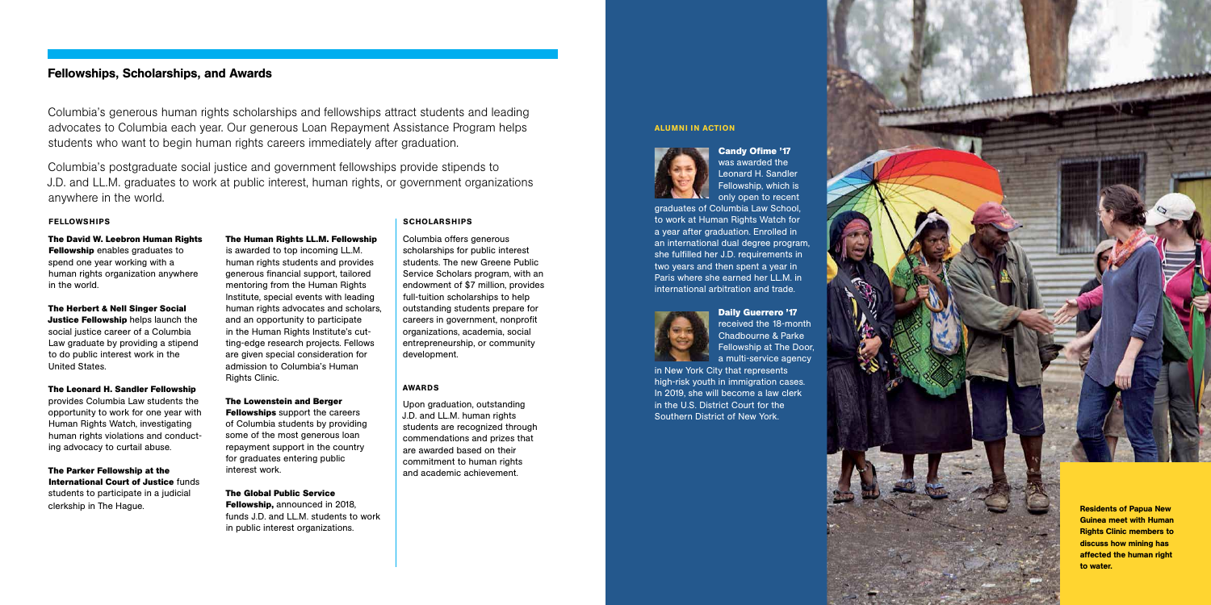## Fellowships, Scholarships, and Awards

Columbia's generous human rights scholarships and fellowships attract students and leading advocates to Columbia each year. Our generous Loan Repayment Assistance Program helps students who want to begin human rights careers immediately after graduation.

Columbia's postgraduate social justice and government fellowships provide stipends to J.D. and LL.M. graduates to work at public interest, human rights, or government organizations anywhere in the world.

### FELLOWSHIPS

**The David W. Leebron Human Rights Fellowship** enables graduates to spend one year working with a human rights organization anywhere in the world.

**The Herbert & Nell Singer Social Justice Fellowship** helps launch the social justice career of a Columbia Law graduate by providing a stipend to do public interest work in the United States.

**The Leonard H. Sandler Fellowship** provides Columbia Law students the opportunity to work for one year with Human Rights Watch, investigating human rights violations and conducting advocacy to curtail abuse.

**The Parker Fellowship at the International Court of Justice** funds students to participate in a judicial clerkship in The Hague.

**The Human Rights LL.M. Fellowship** is awarded to top incoming LL.M. human rights students and provides generous financial support, tailored mentoring from the Human Rights Institute, special events with leading human rights advocates and scholars, and an opportunity to participate in the Human Rights Institute's cutting-edge research projects. Fellows are given special consideration for admission to Columbia's Human Rights Clinic.

**The Lowenstein and Berger Fellowships** support the careers of Columbia students by providing some of the most generous loan repayment support in the country for graduates entering public interest work.

**The Global Public Service Fellowship,** announced in 2018, funds J.D. and LL.M. students to work in public interest organizations.

### SCHOLARSHIPS

Columbia offers generous scholarships for public interest students. The new Greene Public Service Scholars program, with an endowment of $7 million, provides full-tuition scholarships to help outstanding students prepare for careers in government, nonprofit organizations, academia, social entrepreneurship, or community development.

### AWARDS

Upon graduation, outstanding J.D. and LL.M. human rights students are recognized through commendations and prizes that are awarded based on their commitment to human rights and academic achievement.

### ALUMNI IN ACTION

**Candy Ofime '17** was awarded the Leonard H. Sandler Fellowship, which is only open to recent graduates of Columbia Law School, to work at Human Rights Watch for a year after graduation. Enrolled in an international dual degree program, she fulfilled her J.D. requirements in two years and then spent a year in Paris where she earned her LL.M. in international arbitration and trade.

**Daily Guerrero '17** received the 18-month Chadbourne & Parke Fellowship at The Door, a multi-service agency in New York City that represents high-risk youth in immigration cases. In 2019, she will become a law clerk in the U.S. District Court for the Southern District of New York.

**Residents of Papua New Guinea meet with Human Rights Clinic members to discuss how mining has affected the human right to water.**